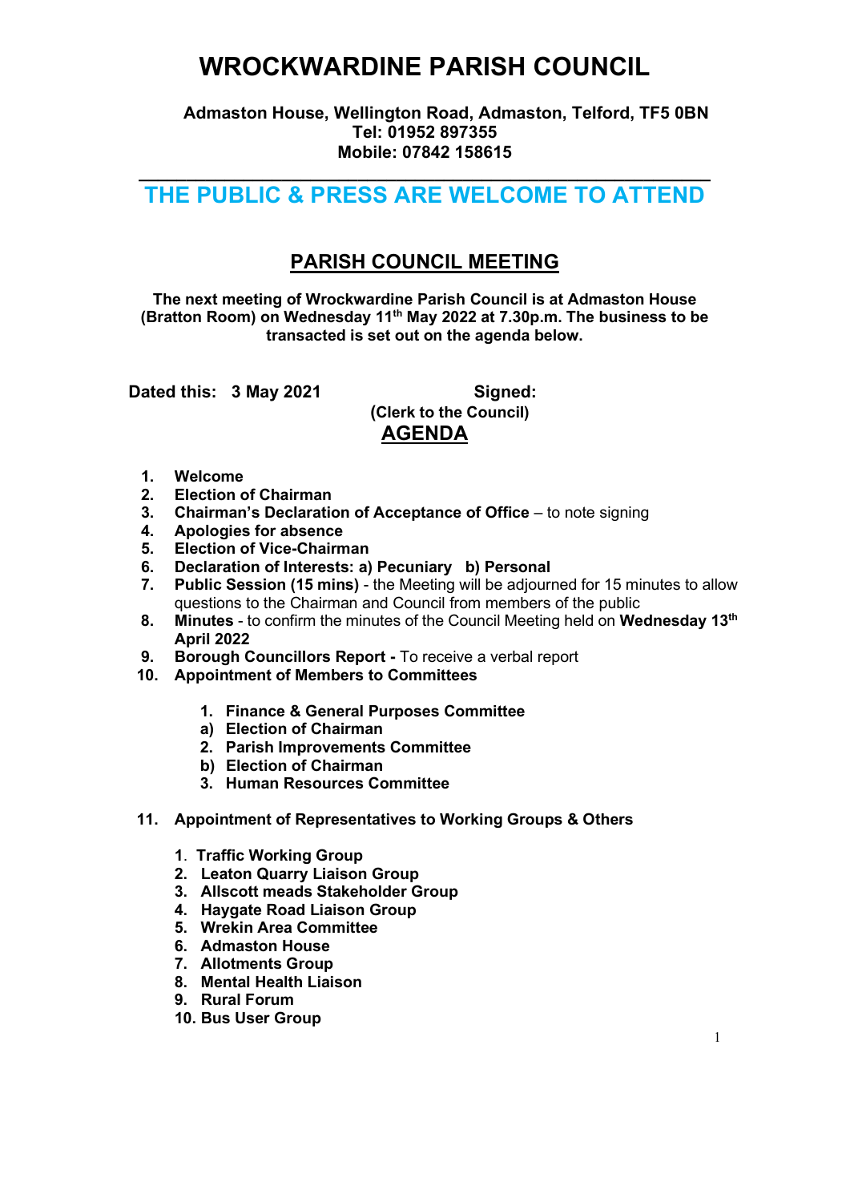# WROCKWARDINE PARISH COUNCIL

**Admaston House, Wellington Road, Admaston, Telford, TF5 0BN**
**Tel: 01952 897355**
**Mobile: 07842 158615**

---

## THE PUBLIC & PRESS ARE WELCOME TO ATTEND

## PARISH COUNCIL MEETING

**The next meeting of Wrockwardine Parish Council is at Admaston House (Bratton Room) on Wednesday 11th May 2022 at 7.30p.m. The business to be transacted is set out on the agenda below.**

**Dated this: 3 May 2021** **Signed:**
**(Clerk to the Council)**

## AGENDA

1. **Welcome**
2. **Election of Chairman**
3. **Chairman's Declaration of Acceptance of Office** – to note signing
4. **Apologies for absence**
5. **Election of Vice-Chairman**
6. **Declaration of Interests: a) Pecuniary b) Personal**
7. **Public Session (15 mins)** - the Meeting will be adjourned for 15 minutes to allow questions to the Chairman and Council from members of the public
8. **Minutes** - to confirm the minutes of the Council Meeting held on **Wednesday 13th April 2022**
9. **Borough Councillors Report -** To receive a verbal report
10. **Appointment of Members to Committees**

    1. **Finance & General Purposes Committee**
    a) **Election of Chairman**
    2. **Parish Improvements Committee**
    b) **Election of Chairman**
    3. **Human Resources Committee**

11. **Appointment of Representatives to Working Groups & Others**

    1. **Traffic Working Group**
    2. **Leaton Quarry Liaison Group**
    3. **Allscott meads Stakeholder Group**
    4. **Haygate Road Liaison Group**
    5. **Wrekin Area Committee**
    6. **Admaston House**
    7. **Allotments Group**
    8. **Mental Health Liaison**
    9. **Rural Forum**
    10. **Bus User Group**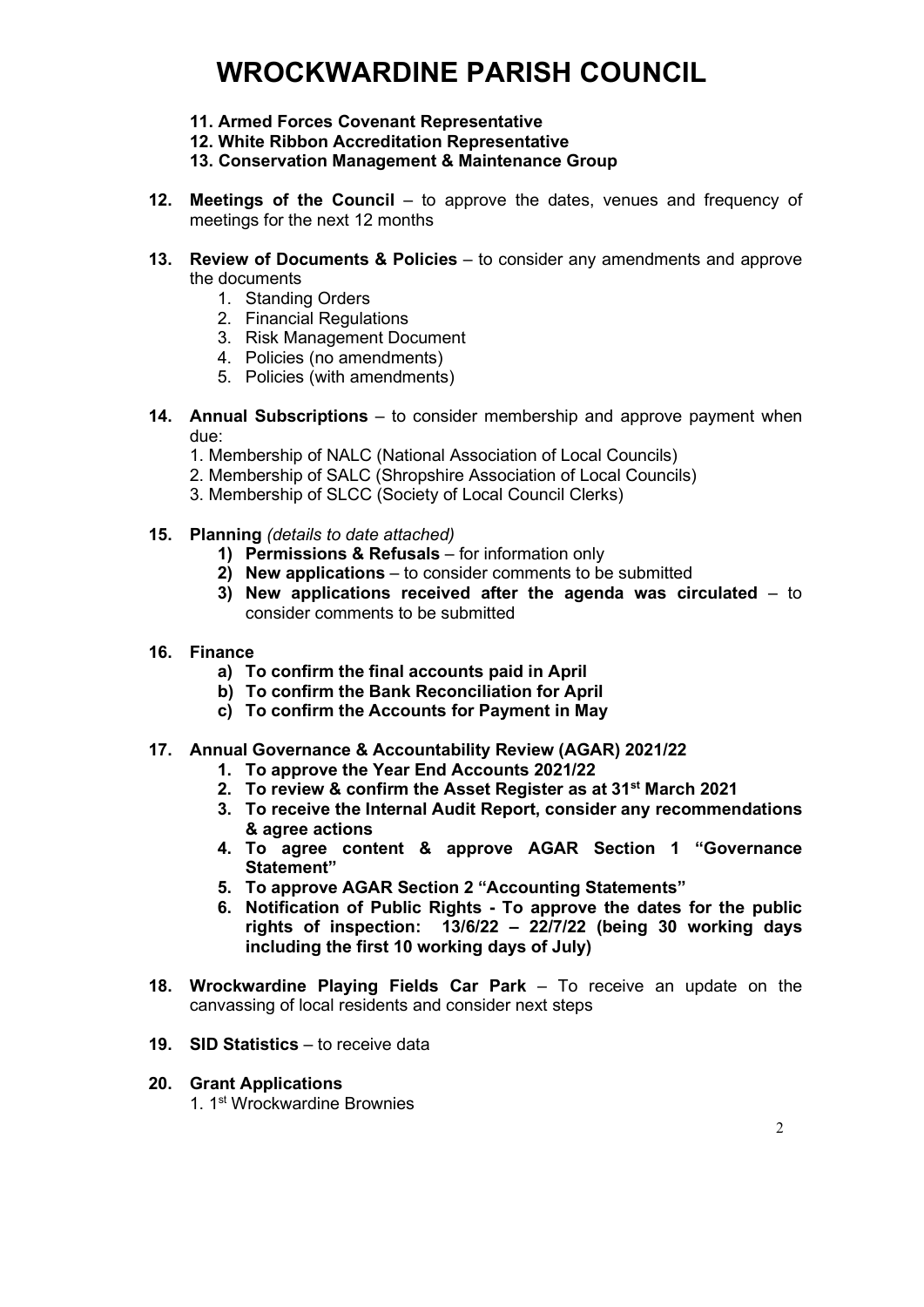# WROCKWARDINE PARISH COUNCIL

   **11. Armed Forces Covenant Representative**
   **12. White Ribbon Accreditation Representative**
   **13. Conservation Management & Maintenance Group**

**12. Meetings of the Council** – to approve the dates, venues and frequency of meetings for the next 12 months

**13. Review of Documents & Policies** – to consider any amendments and approve the documents
   1. Standing Orders
   2. Financial Regulations
   3. Risk Management Document
   4. Policies (no amendments)
   5. Policies (with amendments)

**14. Annual Subscriptions** – to consider membership and approve payment when due:
   1. Membership of NALC (National Association of Local Councils)
   2. Membership of SALC (Shropshire Association of Local Councils)
   3. Membership of SLCC (Society of Local Council Clerks)

**15. Planning** *(details to date attached)*
   1) **Permissions & Refusals** – for information only
   2) **New applications** – to consider comments to be submitted
   3) **New applications received after the agenda was circulated** – to consider comments to be submitted

**16. Finance**
   a) **To confirm the final accounts paid in April**
   b) **To confirm the Bank Reconciliation for April**
   c) **To confirm the Accounts for Payment in May**

**17. Annual Governance & Accountability Review (AGAR) 2021/22**
   1. **To approve the Year End Accounts 2021/22**
   2. **To review & confirm the Asset Register as at 31st March 2021**
   3. **To receive the Internal Audit Report, consider any recommendations & agree actions**
   4. **To agree content & approve AGAR Section 1 "Governance Statement"**
   5. **To approve AGAR Section 2 "Accounting Statements"**
   6. **Notification of Public Rights - To approve the dates for the public rights of inspection: 13/6/22 – 22/7/22 (being 30 working days including the first 10 working days of July)**

**18. Wrockwardine Playing Fields Car Park** – To receive an update on the canvassing of local residents and consider next steps

**19. SID Statistics** – to receive data

**20. Grant Applications**
   1. 1st Wrockwardine Brownies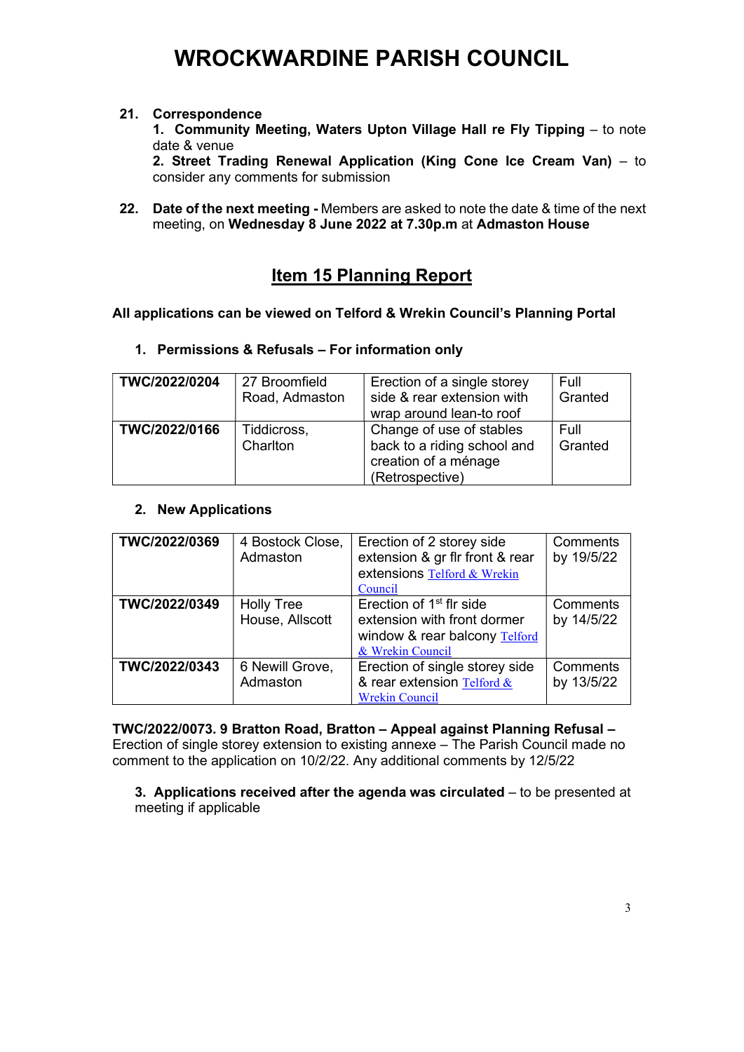# WROCKWARDINE PARISH COUNCIL

**21. Correspondence**

**1. Community Meeting, Waters Upton Village Hall re Fly Tipping** – to note date & venue

**2. Street Trading Renewal Application (King Cone Ice Cream Van)** – to consider any comments for submission

**22. Date of the next meeting -** Members are asked to note the date & time of the next meeting, on **Wednesday 8 June 2022 at 7.30p.m** at **Admaston House**

## Item 15 Planning Report

**All applications can be viewed on Telford & Wrekin Council's Planning Portal**

### 1. Permissions & Refusals – For information only

| | | | |
|---|---|---|---|
| **TWC/2022/0204** | 27 Broomfield Road, Admaston | Erection of a single storey side & rear extension with wrap around lean-to roof | Full Granted |
| **TWC/2022/0166** | Tiddicross, Charlton | Change of use of stables back to a riding school and creation of a ménage (Retrospective) | Full Granted |

### 2. New Applications

| | | | |
|---|---|---|---|
| **TWC/2022/0369** | 4 Bostock Close, Admaston | Erection of 2 storey side extension & gr flr front & rear extensions Telford & Wrekin Council | Comments by 19/5/22 |
| **TWC/2022/0349** | Holly Tree House, Allscott | Erection of 1st flr side extension with front dormer window & rear balcony Telford & Wrekin Council | Comments by 14/5/22 |
| **TWC/2022/0343** | 6 Newill Grove, Admaston | Erection of single storey side & rear extension Telford & Wrekin Council | Comments by 13/5/22 |

**TWC/2022/0073. 9 Bratton Road, Bratton – Appeal against Planning Refusal –** Erection of single storey extension to existing annexe – The Parish Council made no comment to the application on 10/2/22. Any additional comments by 12/5/22

**3. Applications received after the agenda was circulated** – to be presented at meeting if applicable